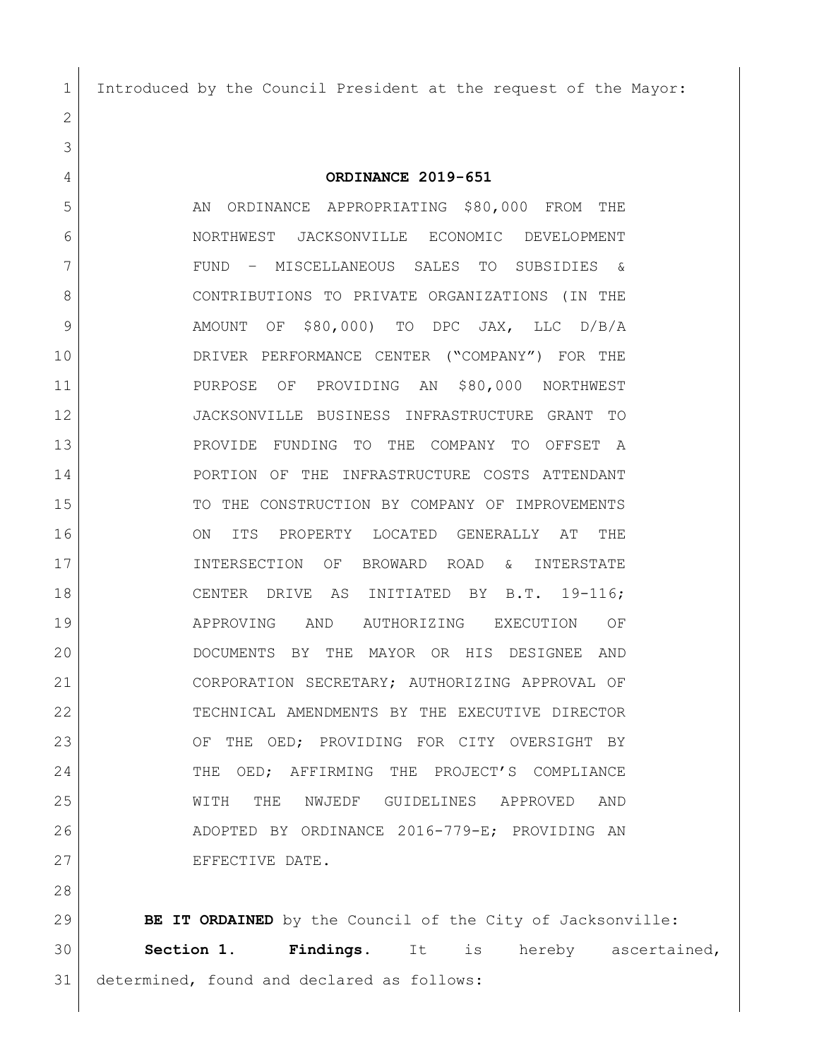Introduced by the Council President at the request of the Mayor:

# ORDINANCE 2019-651

AN ORDINANCE APPROPRIATING $80,000 FROM THE NORTHWEST JACKSONVILLE ECONOMIC DEVELOPMENT FUND – MISCELLANEOUS SALES TO SUBSIDIES & CONTRIBUTIONS TO PRIVATE ORGANIZATIONS (IN THE AMOUNT OF $80,000) TO DPC JAX, LLC D/B/A DRIVER PERFORMANCE CENTER ("COMPANY") FOR THE PURPOSE OF PROVIDING AN $80,000 NORTHWEST JACKSONVILLE BUSINESS INFRASTRUCTURE GRANT TO PROVIDE FUNDING TO THE COMPANY TO OFFSET A PORTION OF THE INFRASTRUCTURE COSTS ATTENDANT TO THE CONSTRUCTION BY COMPANY OF IMPROVEMENTS ON ITS PROPERTY LOCATED GENERALLY AT THE INTERSECTION OF BROWARD ROAD & INTERSTATE CENTER DRIVE AS INITIATED BY B.T. 19-116; APPROVING AND AUTHORIZING EXECUTION OF DOCUMENTS BY THE MAYOR OR HIS DESIGNEE AND CORPORATION SECRETARY; AUTHORIZING APPROVAL OF TECHNICAL AMENDMENTS BY THE EXECUTIVE DIRECTOR OF THE OED; PROVIDING FOR CITY OVERSIGHT BY THE OED; AFFIRMING THE PROJECT'S COMPLIANCE WITH THE NWJEDF GUIDELINES APPROVED AND ADOPTED BY ORDINANCE 2016-779-E; PROVIDING AN EFFECTIVE DATE.

**BE IT ORDAINED** by the Council of the City of Jacksonville:

**Section 1. Findings.** It is hereby ascertained, determined, found and declared as follows: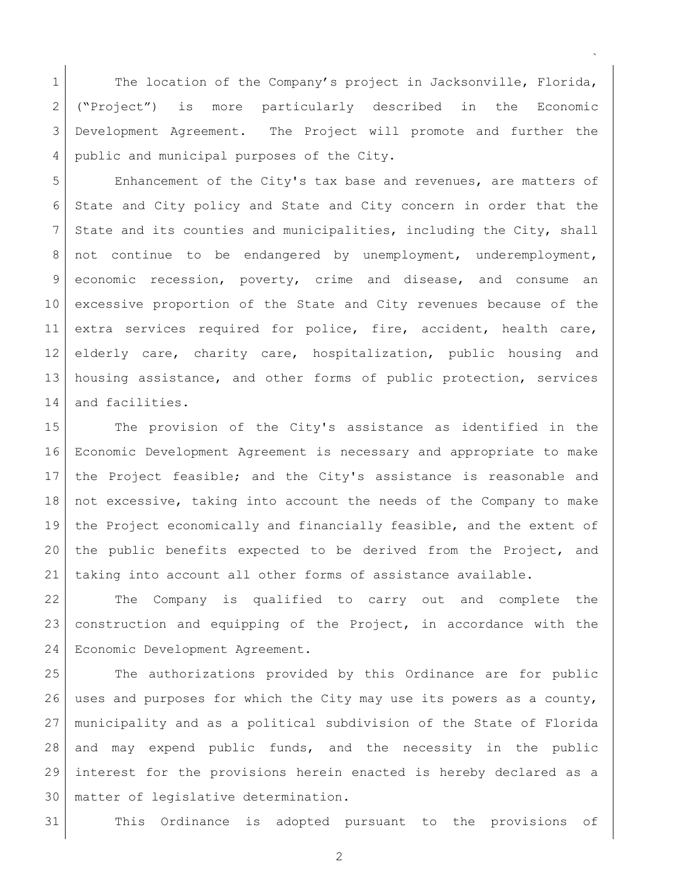The location of the Company's project in Jacksonville, Florida, ("Project") is more particularly described in the Economic Development Agreement. The Project will promote and further the public and municipal purposes of the City.

Enhancement of the City's tax base and revenues, are matters of State and City policy and State and City concern in order that the State and its counties and municipalities, including the City, shall not continue to be endangered by unemployment, underemployment, economic recession, poverty, crime and disease, and consume an excessive proportion of the State and City revenues because of the extra services required for police, fire, accident, health care, elderly care, charity care, hospitalization, public housing and housing assistance, and other forms of public protection, services and facilities.

The provision of the City's assistance as identified in the Economic Development Agreement is necessary and appropriate to make the Project feasible; and the City's assistance is reasonable and not excessive, taking into account the needs of the Company to make the Project economically and financially feasible, and the extent of the public benefits expected to be derived from the Project, and taking into account all other forms of assistance available.

The Company is qualified to carry out and complete the construction and equipping of the Project, in accordance with the Economic Development Agreement.

The authorizations provided by this Ordinance are for public uses and purposes for which the City may use its powers as a county, municipality and as a political subdivision of the State of Florida and may expend public funds, and the necessity in the public interest for the provisions herein enacted is hereby declared as a matter of legislative determination.

This Ordinance is adopted pursuant to the provisions of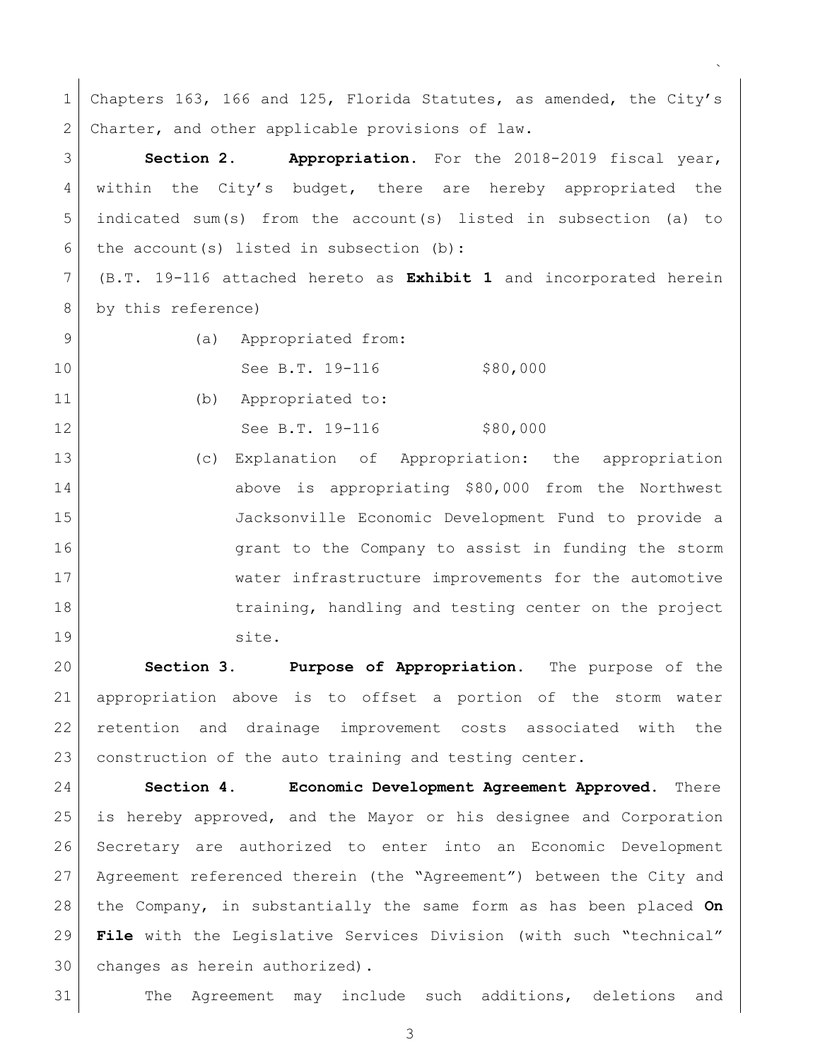Chapters 163, 166 and 125, Florida Statutes, as amended, the City's Charter, and other applicable provisions of law.

**Section 2. Appropriation.** For the 2018-2019 fiscal year, within the City's budget, there are hereby appropriated the indicated sum(s) from the account(s) listed in subsection (a) to the account(s) listed in subsection (b):

(B.T. 19-116 attached hereto as **Exhibit 1** and incorporated herein by this reference)

(a) Appropriated from:

See B.T. 19-116 $80,000

(b) Appropriated to:

See B.T. 19-116 $80,000

(c) Explanation of Appropriation: the appropriation above is appropriating $80,000 from the Northwest Jacksonville Economic Development Fund to provide a grant to the Company to assist in funding the storm water infrastructure improvements for the automotive training, handling and testing center on the project site.

**Section 3. Purpose of Appropriation.** The purpose of the appropriation above is to offset a portion of the storm water retention and drainage improvement costs associated with the construction of the auto training and testing center.

**Section 4. Economic Development Agreement Approved.** There is hereby approved, and the Mayor or his designee and Corporation Secretary are authorized to enter into an Economic Development Agreement referenced therein (the "Agreement") between the City and the Company, in substantially the same form as has been placed **On File** with the Legislative Services Division (with such "technical" changes as herein authorized).

The Agreement may include such additions, deletions and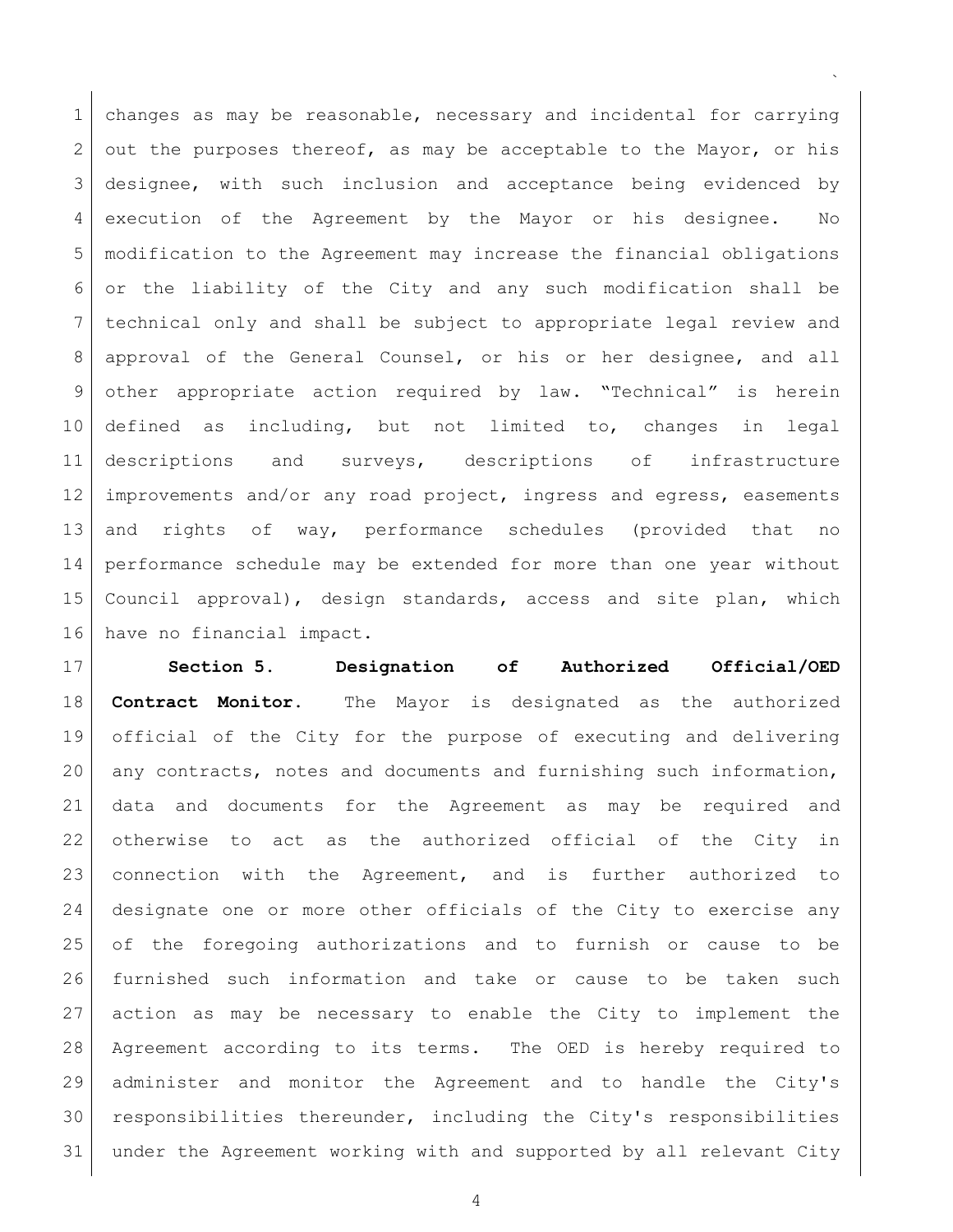changes as may be reasonable, necessary and incidental for carrying out the purposes thereof, as may be acceptable to the Mayor, or his designee, with such inclusion and acceptance being evidenced by execution of the Agreement by the Mayor or his designee. No modification to the Agreement may increase the financial obligations or the liability of the City and any such modification shall be technical only and shall be subject to appropriate legal review and approval of the General Counsel, or his or her designee, and all other appropriate action required by law. "Technical" is herein defined as including, but not limited to, changes in legal descriptions and surveys, descriptions of infrastructure improvements and/or any road project, ingress and egress, easements and rights of way, performance schedules (provided that no performance schedule may be extended for more than one year without Council approval), design standards, access and site plan, which have no financial impact.

**Section 5. Designation of Authorized Official/OED Contract Monitor.** The Mayor is designated as the authorized official of the City for the purpose of executing and delivering any contracts, notes and documents and furnishing such information, data and documents for the Agreement as may be required and otherwise to act as the authorized official of the City in connection with the Agreement, and is further authorized to designate one or more other officials of the City to exercise any of the foregoing authorizations and to furnish or cause to be furnished such information and take or cause to be taken such action as may be necessary to enable the City to implement the Agreement according to its terms. The OED is hereby required to administer and monitor the Agreement and to handle the City's responsibilities thereunder, including the City's responsibilities under the Agreement working with and supported by all relevant City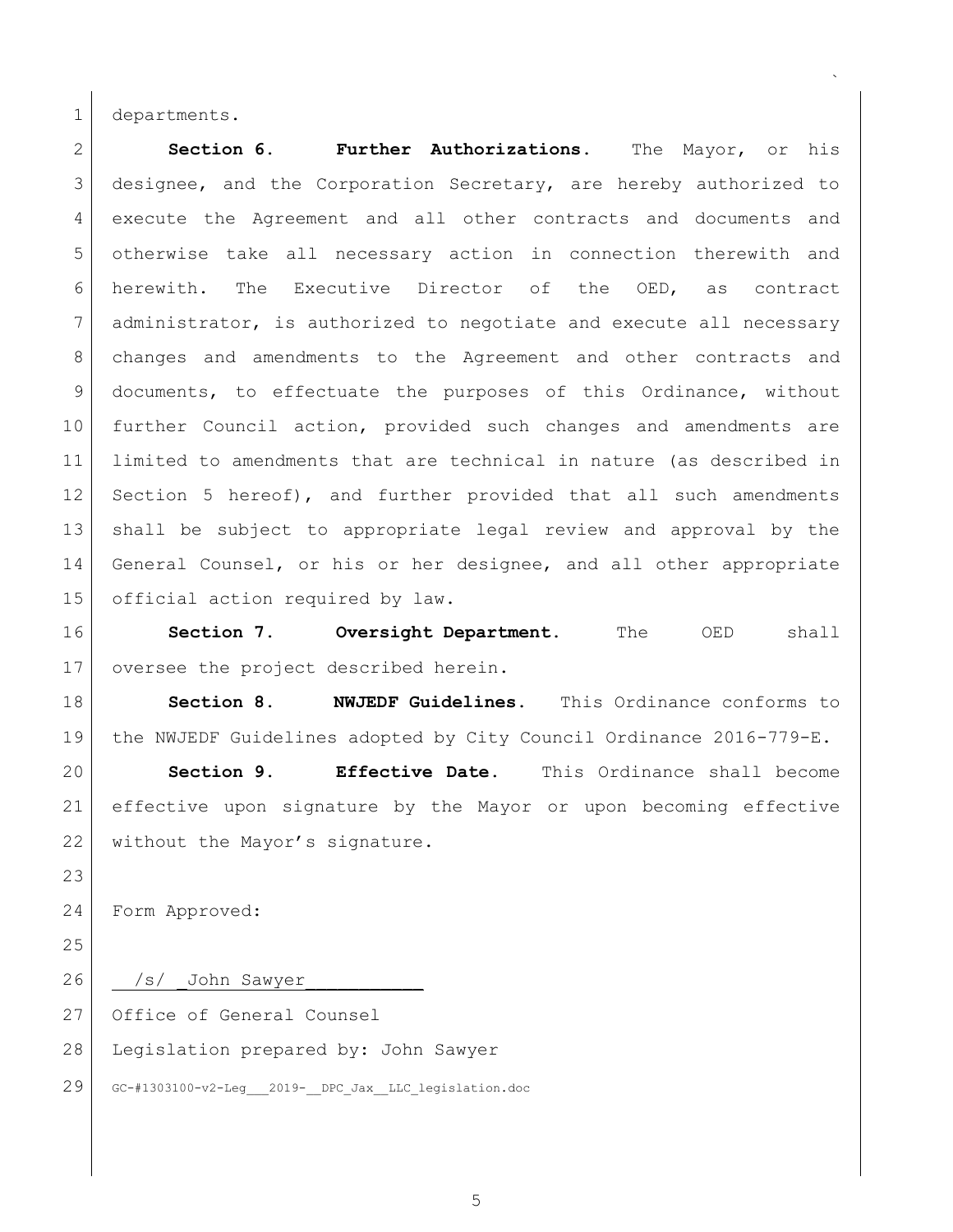departments.

**Section 6. Further Authorizations.** The Mayor, or his designee, and the Corporation Secretary, are hereby authorized to execute the Agreement and all other contracts and documents and otherwise take all necessary action in connection therewith and herewith. The Executive Director of the OED, as contract administrator, is authorized to negotiate and execute all necessary changes and amendments to the Agreement and other contracts and documents, to effectuate the purposes of this Ordinance, without further Council action, provided such changes and amendments are limited to amendments that are technical in nature (as described in Section 5 hereof), and further provided that all such amendments shall be subject to appropriate legal review and approval by the General Counsel, or his or her designee, and all other appropriate official action required by law.

**Section 7. Oversight Department.** The OED shall oversee the project described herein.

**Section 8. NWJEDF Guidelines.** This Ordinance conforms to the NWJEDF Guidelines adopted by City Council Ordinance 2016-779-E.

**Section 9. Effective Date.** This Ordinance shall become effective upon signature by the Mayor or upon becoming effective without the Mayor's signature.

Form Approved:

/s/ John Sawyer

Office of General Counsel

Legislation prepared by: John Sawyer

GC-#1303100-v2-Leg___2019-__DPC_Jax__LLC_legislation.doc